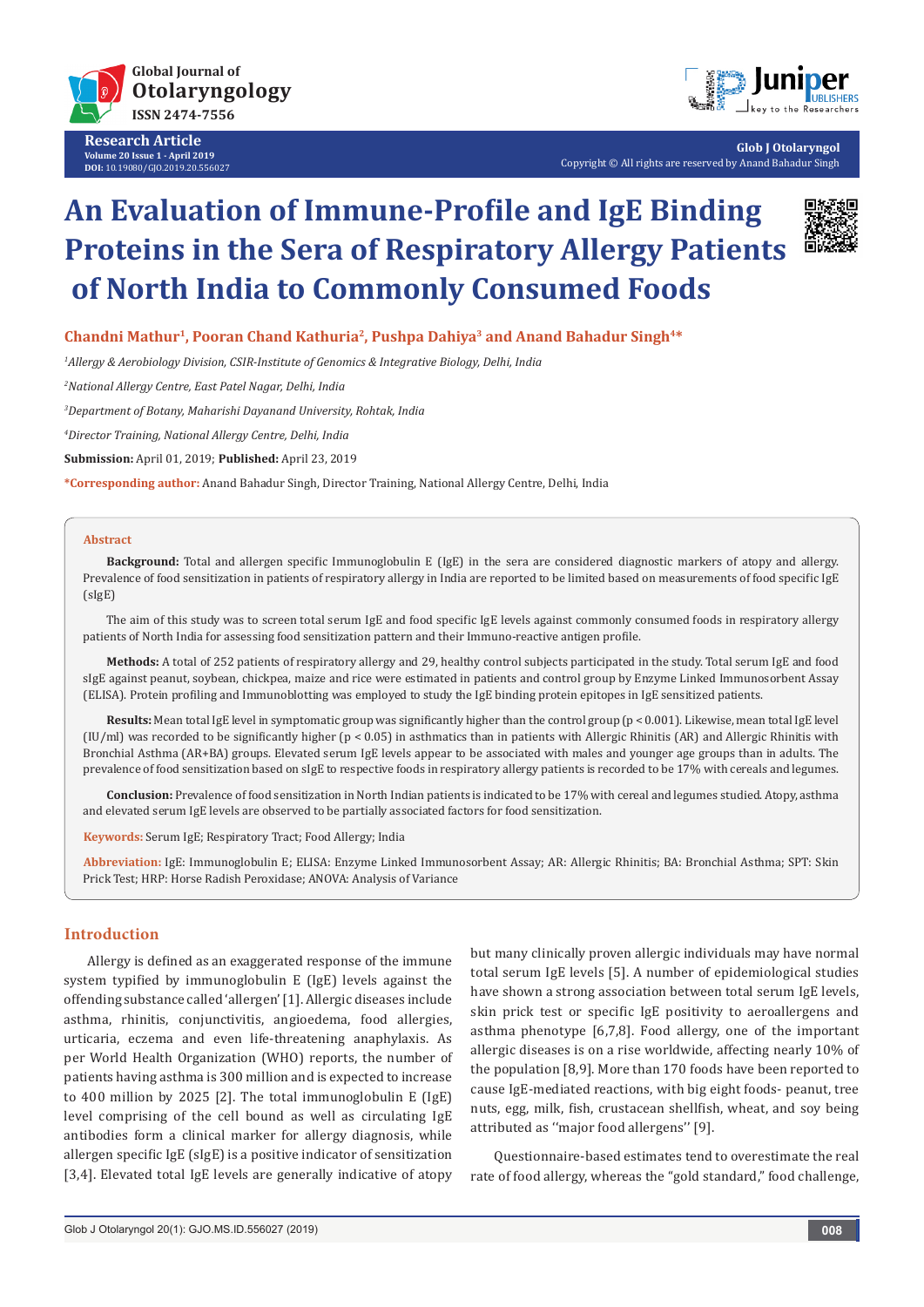# An Evaluation of Immune-Profile and IgE Binding Proteins in the Sera of Respiratory Allergy Patients of North India to Commonly Consumed Foods

**Chandni Mathur[1], Pooran Chand Kathuria[2], Pushpa Dahiya[3] and Anand Bahadur Singh[4]***

[1]*Allergy & Aerobiology Division, CSIR-Institute of Genomics & Integrative Biology, Delhi, India*

[2]*National Allergy Centre, East Patel Nagar, Delhi, India*

[3]*Department of Botany, Maharishi Dayanand University, Rohtak, India*

[4]*Director Training, National Allergy Centre, Delhi, India*

**Submission:** April 01, 2019; **Published:** April 23, 2019

***Corresponding author:** Anand Bahadur Singh, Director Training, National Allergy Centre, Delhi, India

## Abstract

**Background:** Total and allergen specific Immunoglobulin E (IgE) in the sera are considered diagnostic markers of atopy and allergy. Prevalence of food sensitization in patients of respiratory allergy in India are reported to be limited based on measurements of food specific IgE (sIgE)

The aim of this study was to screen total serum IgE and food specific IgE levels against commonly consumed foods in respiratory allergy patients of North India for assessing food sensitization pattern and their Immuno-reactive antigen profile.

**Methods:** A total of 252 patients of respiratory allergy and 29, healthy control subjects participated in the study. Total serum IgE and food sIgE against peanut, soybean, chickpea, maize and rice were estimated in patients and control group by Enzyme Linked Immunosorbent Assay (ELISA). Protein profiling and Immunoblotting was employed to study the IgE binding protein epitopes in IgE sensitized patients.

**Results:** Mean total IgE level in symptomatic group was significantly higher than the control group ($p < 0.001$). Likewise, mean total IgE level (IU/ml) was recorded to be significantly higher ($p < 0.05$) in asthmatics than in patients with Allergic Rhinitis (AR) and Allergic Rhinitis with Bronchial Asthma (AR+BA) groups. Elevated serum IgE levels appear to be associated with males and younger age groups than in adults. The prevalence of food sensitization based on sIgE to respective foods in respiratory allergy patients is recorded to be 17% with cereals and legumes.

**Conclusion:** Prevalence of food sensitization in North Indian patients is indicated to be 17% with cereal and legumes studied. Atopy, asthma and elevated serum IgE levels are observed to be partially associated factors for food sensitization.

**Keywords:** Serum IgE; Respiratory Tract; Food Allergy; India

**Abbreviation:** IgE: Immunoglobulin E; ELISA: Enzyme Linked Immunosorbent Assay; AR: Allergic Rhinitis; BA: Bronchial Asthma; SPT: Skin Prick Test; HRP: Horse Radish Peroxidase; ANOVA: Analysis of Variance

## Introduction

Allergy is defined as an exaggerated response of the immune system typified by immunoglobulin E (IgE) levels against the offending substance called 'allergen' [1]. Allergic diseases include asthma, rhinitis, conjunctivitis, angioedema, food allergies, urticaria, eczema and even life-threatening anaphylaxis. As per World Health Organization (WHO) reports, the number of patients having asthma is 300 million and is expected to increase to 400 million by 2025 [2]. The total immunoglobulin E (IgE) level comprising of the cell bound as well as circulating IgE antibodies form a clinical marker for allergy diagnosis, while allergen specific IgE (sIgE) is a positive indicator of sensitization [3,4]. Elevated total IgE levels are generally indicative of atopy but many clinically proven allergic individuals may have normal total serum IgE levels [5]. A number of epidemiological studies have shown a strong association between total serum IgE levels, skin prick test or specific IgE positivity to aeroallergens and asthma phenotype [6,7,8]. Food allergy, one of the important allergic diseases is on a rise worldwide, affecting nearly 10% of the population [8,9]. More than 170 foods have been reported to cause IgE-mediated reactions, with big eight foods- peanut, tree nuts, egg, milk, fish, crustacean shellfish, wheat, and soy being attributed as ''major food allergens'' [9].

Questionnaire-based estimates tend to overestimate the real rate of food allergy, whereas the "gold standard," food challenge,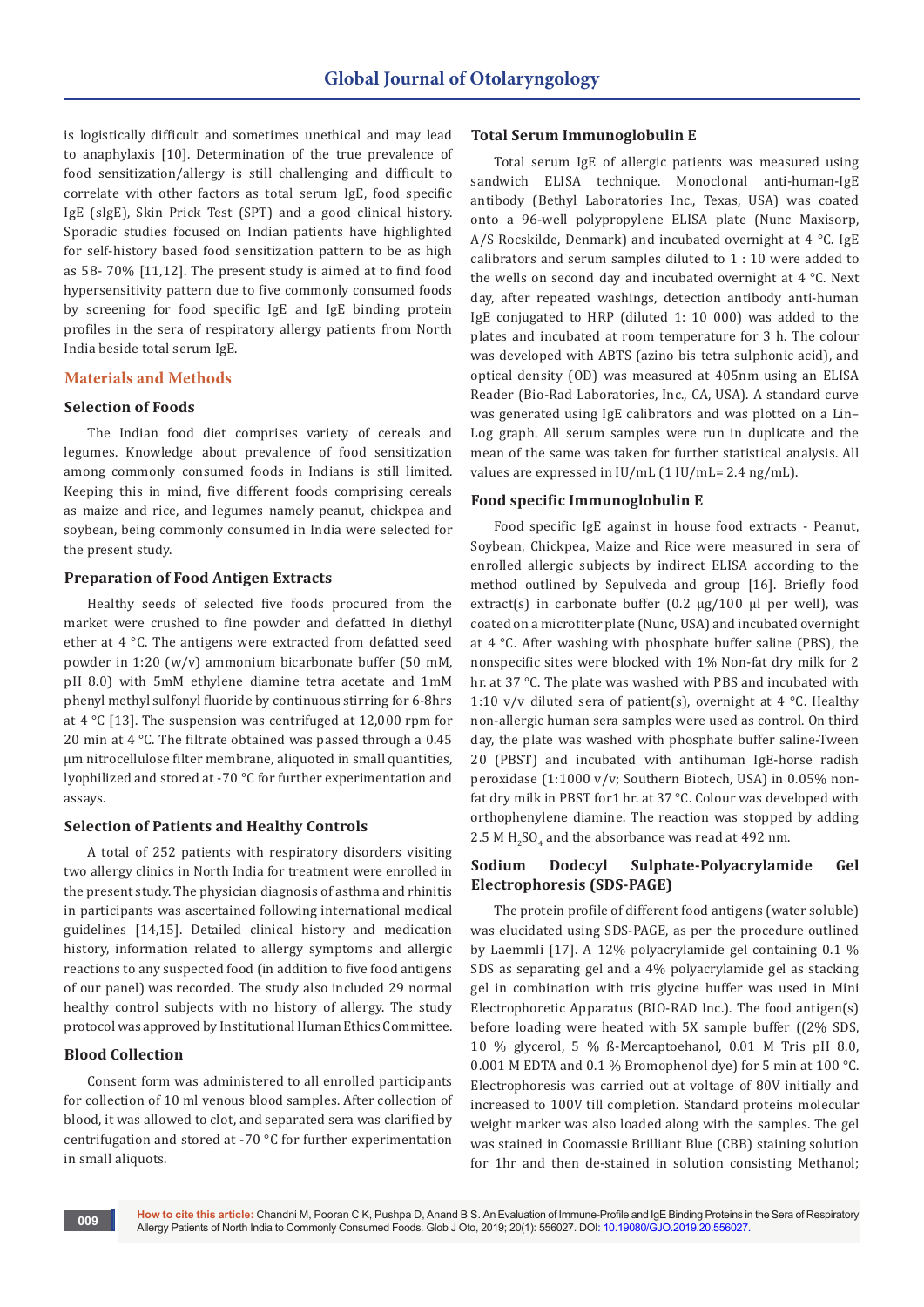is logistically difficult and sometimes unethical and may lead to anaphylaxis [10]. Determination of the true prevalence of food sensitization/allergy is still challenging and difficult to correlate with other factors as total serum IgE, food specific IgE (sIgE), Skin Prick Test (SPT) and a good clinical history. Sporadic studies focused on Indian patients have highlighted for self-history based food sensitization pattern to be as high as 58- 70% [11,12]. The present study is aimed at to find food hypersensitivity pattern due to five commonly consumed foods by screening for food specific IgE and IgE binding protein profiles in the sera of respiratory allergy patients from North India beside total serum IgE.

## Materials and Methods

### Selection of Foods

The Indian food diet comprises variety of cereals and legumes. Knowledge about prevalence of food sensitization among commonly consumed foods in Indians is still limited. Keeping this in mind, five different foods comprising cereals as maize and rice, and legumes namely peanut, chickpea and soybean, being commonly consumed in India were selected for the present study.

### Preparation of Food Antigen Extracts

Healthy seeds of selected five foods procured from the market were crushed to fine powder and defatted in diethyl ether at 4 °C. The antigens were extracted from defatted seed powder in 1:20 (w/v) ammonium bicarbonate buffer (50 mM, pH 8.0) with 5mM ethylene diamine tetra acetate and 1mM phenyl methyl sulfonyl fluoride by continuous stirring for 6-8hrs at 4 °C [13]. The suspension was centrifuged at 12,000 rpm for 20 min at 4 °C. The filtrate obtained was passed through a 0.45 µm nitrocellulose filter membrane, aliquoted in small quantities, lyophilized and stored at -70 °C for further experimentation and assays.

### Selection of Patients and Healthy Controls

A total of 252 patients with respiratory disorders visiting two allergy clinics in North India for treatment were enrolled in the present study. The physician diagnosis of asthma and rhinitis in participants was ascertained following international medical guidelines [14,15]. Detailed clinical history and medication history, information related to allergy symptoms and allergic reactions to any suspected food (in addition to five food antigens of our panel) was recorded. The study also included 29 normal healthy control subjects with no history of allergy. The study protocol was approved by Institutional Human Ethics Committee.

### Blood Collection

Consent form was administered to all enrolled participants for collection of 10 ml venous blood samples. After collection of blood, it was allowed to clot, and separated sera was clarified by centrifugation and stored at -70 °C for further experimentation in small aliquots.

### Total Serum Immunoglobulin E

Total serum IgE of allergic patients was measured using sandwich ELISA technique. Monoclonal anti-human-IgE antibody (Bethyl Laboratories Inc., Texas, USA) was coated onto a 96-well polypropylene ELISA plate (Nunc Maxisorp, A/S Rocskilde, Denmark) and incubated overnight at 4 °C. IgE calibrators and serum samples diluted to 1 : 10 were added to the wells on second day and incubated overnight at 4 °C. Next day, after repeated washings, detection antibody anti-human IgE conjugated to HRP (diluted 1: 10 000) was added to the plates and incubated at room temperature for 3 h. The colour was developed with ABTS (azino bis tetra sulphonic acid), and optical density (OD) was measured at 405nm using an ELISA Reader (Bio-Rad Laboratories, Inc., CA, USA). A standard curve was generated using IgE calibrators and was plotted on a Lin–Log graph. All serum samples were run in duplicate and the mean of the same was taken for further statistical analysis. All values are expressed in IU/mL (1 IU/mL= 2.4 ng/mL).

### Food specific Immunoglobulin E

Food specific IgE against in house food extracts - Peanut, Soybean, Chickpea, Maize and Rice were measured in sera of enrolled allergic subjects by indirect ELISA according to the method outlined by Sepulveda and group [16]. Briefly food extract(s) in carbonate buffer (0.2 µg/100 µl per well), was coated on a microtiter plate (Nunc, USA) and incubated overnight at 4 °C. After washing with phosphate buffer saline (PBS), the nonspecific sites were blocked with 1% Non-fat dry milk for 2 hr. at 37 °C. The plate was washed with PBS and incubated with 1:10 v/v diluted sera of patient(s), overnight at 4 °C. Healthy non-allergic human sera samples were used as control. On third day, the plate was washed with phosphate buffer saline-Tween 20 (PBST) and incubated with antihuman IgE-horse radish peroxidase (1:1000 v/v; Southern Biotech, USA) in 0.05% non-fat dry milk in PBST for1 hr. at 37 °C. Colour was developed with orthophenylene diamine. The reaction was stopped by adding 2.5 M $H_2SO_4$ and the absorbance was read at 492 nm.

### Sodium Dodecyl Sulphate-Polyacrylamide Gel Electrophoresis (SDS-PAGE)

The protein profile of different food antigens (water soluble) was elucidated using SDS-PAGE, as per the procedure outlined by Laemmli [17]. A 12% polyacrylamide gel containing 0.1 % SDS as separating gel and a 4% polyacrylamide gel as stacking gel in combination with tris glycine buffer was used in Mini Electrophoretic Apparatus (BIO-RAD Inc.). The food antigen(s) before loading were heated with 5X sample buffer ((2% SDS, 10 % glycerol, 5 % ß-Mercaptoehanol, 0.01 M Tris pH 8.0, 0.001 M EDTA and 0.1 % Bromophenol dye) for 5 min at 100 °C. Electrophoresis was carried out at voltage of 80V initially and increased to 100V till completion. Standard proteins molecular weight marker was also loaded along with the samples. The gel was stained in Coomassie Brilliant Blue (CBB) staining solution for 1hr and then de-stained in solution consisting Methanol;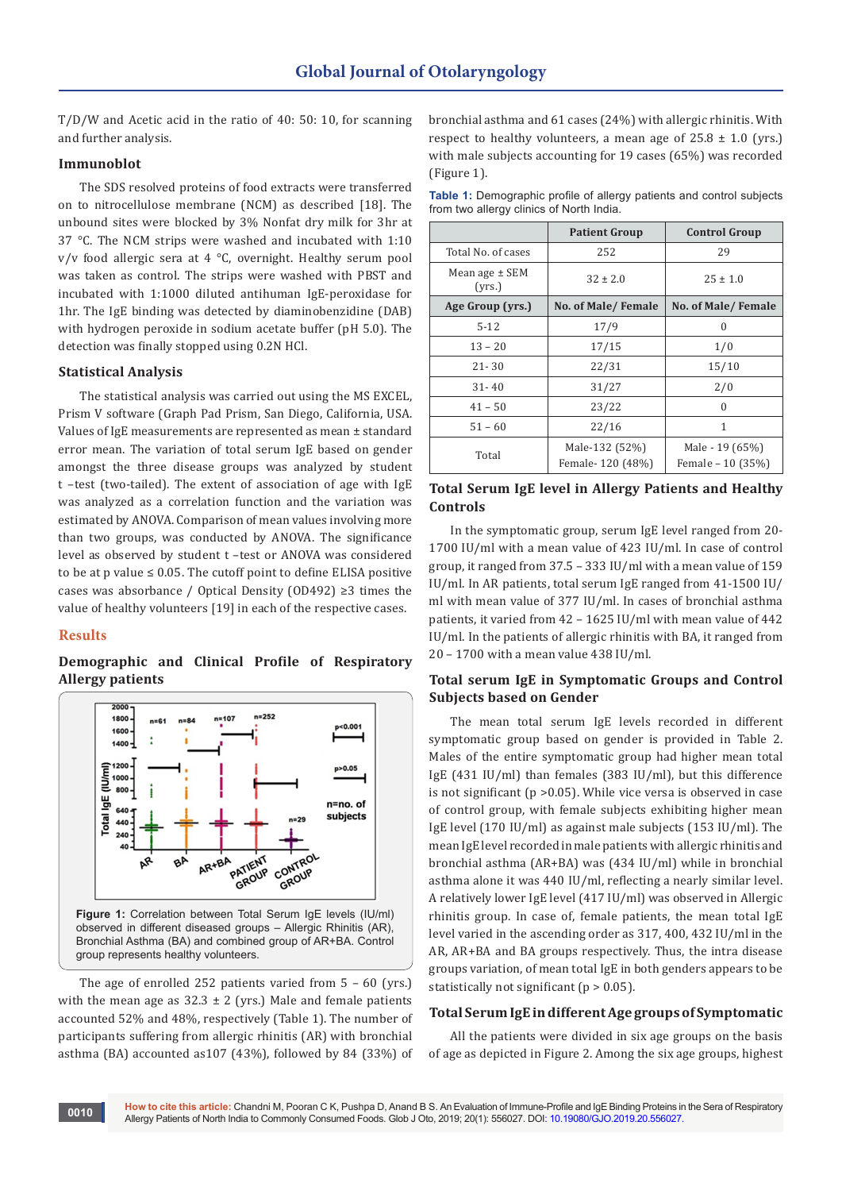T/D/W and Acetic acid in the ratio of 40: 50: 10, for scanning and further analysis.

### Immunoblot

The SDS resolved proteins of food extracts were transferred on to nitrocellulose membrane (NCM) as described [18]. The unbound sites were blocked by 3% Nonfat dry milk for 3hr at 37 °C. The NCM strips were washed and incubated with 1:10 v/v food allergic sera at 4 °C, overnight. Healthy serum pool was taken as control. The strips were washed with PBST and incubated with 1:1000 diluted antihuman IgE-peroxidase for 1hr. The IgE binding was detected by diaminobenzidine (DAB) with hydrogen peroxide in sodium acetate buffer (pH 5.0). The detection was finally stopped using 0.2N HCl.

### Statistical Analysis

The statistical analysis was carried out using the MS EXCEL, Prism V software (Graph Pad Prism, San Diego, California, USA. Values of IgE measurements are represented as mean ± standard error mean. The variation of total serum IgE based on gender amongst the three disease groups was analyzed by student t –test (two-tailed). The extent of association of age with IgE was analyzed as a correlation function and the variation was estimated by ANOVA. Comparison of mean values involving more than two groups, was conducted by ANOVA. The significance level as observed by student t –test or ANOVA was considered to be at p value ≤ 0.05. The cutoff point to define ELISA positive cases was absorbance / Optical Density (OD492) ≥3 times the value of healthy volunteers [19] in each of the respective cases.

## Results

### Demographic and Clinical Profile of Respiratory Allergy patients

Figure 1: Correlation between Total Serum IgE levels (IU/ml) observed in different diseased groups – Allergic Rhinitis (AR), Bronchial Asthma (BA) and combined group of AR+BA. Control group represents healthy volunteers.

The age of enrolled 252 patients varied from 5 – 60 (yrs.) with the mean age as 32.3 ± 2 (yrs.) Male and female patients accounted 52% and 48%, respectively (Table 1). The number of participants suffering from allergic rhinitis (AR) with bronchial asthma (BA) accounted as107 (43%), followed by 84 (33%) of bronchial asthma and 61 cases (24%) with allergic rhinitis. With respect to healthy volunteers, a mean age of 25.8 ± 1.0 (yrs.) with male subjects accounting for 19 cases (65%) was recorded (Figure 1).

Table 1: Demographic profile of allergy patients and control subjects from two allergy clinics of North India.

| | Patient Group | Control Group |
|---|---|---|
| Total No. of cases | 252 | 29 |
| Mean age ± SEM (yrs.) | 32 ± 2.0 | 25 ± 1.0 |
| **Age Group (yrs.)** | **No. of Male/ Female** | **No. of Male/ Female** |
| 5-12 | 17/9 | 0 |
| 13 – 20 | 17/15 | 1/0 |
| 21- 30 | 22/31 | 15/10 |
| 31- 40 | 31/27 | 2/0 |
| 41 – 50 | 23/22 | 0 |
| 51 – 60 | 22/16 | 1 |
| Total | Male-132 (52%) Female- 120 (48%) | Male - 19 (65%) Female – 10 (35%) |

### Total Serum IgE level in Allergy Patients and Healthy Controls

In the symptomatic group, serum IgE level ranged from 20-1700 IU/ml with a mean value of 423 IU/ml. In case of control group, it ranged from 37.5 – 333 IU/ml with a mean value of 159 IU/ml. In AR patients, total serum IgE ranged from 41-1500 IU/ml with mean value of 377 IU/ml. In cases of bronchial asthma patients, it varied from 42 – 1625 IU/ml with mean value of 442 IU/ml. In the patients of allergic rhinitis with BA, it ranged from 20 – 1700 with a mean value 438 IU/ml.

### Total serum IgE in Symptomatic Groups and Control Subjects based on Gender

The mean total serum IgE levels recorded in different symptomatic group based on gender is provided in Table 2. Males of the entire symptomatic group had higher mean total IgE (431 IU/ml) than females (383 IU/ml), but this difference is not significant (p >0.05). While vice versa is observed in case of control group, with female subjects exhibiting higher mean IgE level (170 IU/ml) as against male subjects (153 IU/ml). The mean IgE level recorded in male patients with allergic rhinitis and bronchial asthma (AR+BA) was (434 IU/ml) while in bronchial asthma alone it was 440 IU/ml, reflecting a nearly similar level. A relatively lower IgE level (417 IU/ml) was observed in Allergic rhinitis group. In case of, female patients, the mean total IgE level varied in the ascending order as 317, 400, 432 IU/ml in the AR, AR+BA and BA groups respectively. Thus, the intra disease groups variation, of mean total IgE in both genders appears to be statistically not significant (p > 0.05).

### Total Serum IgE in different Age groups of Symptomatic

All the patients were divided in six age groups on the basis of age as depicted in Figure 2. Among the six age groups, highest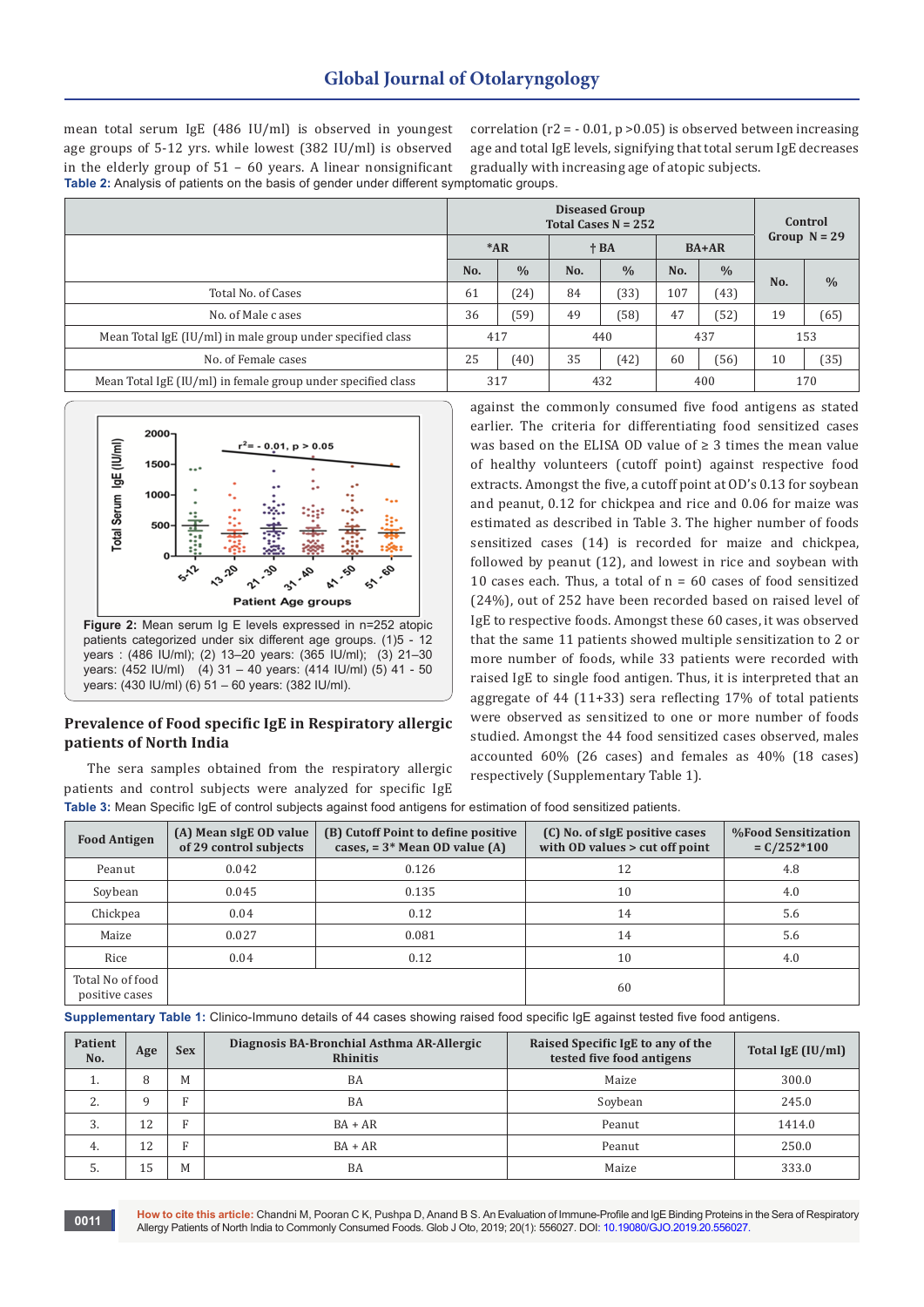mean total serum IgE (486 IU/ml) is observed in youngest age groups of 5-12 yrs. while lowest (382 IU/ml) is observed in the elderly group of 51 – 60 years. A linear nonsignificant correlation ($r2 = -0.01$, $p > 0.05$) is observed between increasing age and total IgE levels, signifying that total serum IgE decreases gradually with increasing age of atopic subjects.

**Table 2:** Analysis of patients on the basis of gender under different symptomatic groups.

| | Diseased Group Total Cases N = 252 | | | | | | Control Group N = 29 | |
|---|---|---|---|---|---|---|---|---|
| | *AR | | † BA | | BA+AR | | | |
| | No. | % | No. | % | No. | % | No. | % |
| Total No. of Cases | 61 | (24) | 84 | (33) | 107 | (43) | | |
| No. of Male c ases | 36 | (59) | 49 | (58) | 47 | (52) | 19 | (65) |
| Mean Total IgE (IU/ml) in male group under specified class | 417 | | 440 | | 437 | | 153 | |
| No. of Female cases | 25 | (40) | 35 | (42) | 60 | (56) | 10 | (35) |
| Mean Total IgE (IU/ml) in female group under specified class | 317 | | 432 | | 400 | | 170 | |

**Figure 2:** Mean serum Ig E levels expressed in n=252 atopic patients categorized under six different age groups. (1)5 - 12 years : (486 IU/ml); (2) 13–20 years: (365 IU/ml); (3) 21–30 years: (452 IU/ml) (4) 31 – 40 years: (414 IU/ml) (5) 41 - 50 years: (430 IU/ml) (6) 51 – 60 years: (382 IU/ml).

## Prevalence of Food specific IgE in Respiratory allergic patients of North India

The sera samples obtained from the respiratory allergic patients and control subjects were analyzed for specific IgE against the commonly consumed five food antigens as stated earlier. The criteria for differentiating food sensitized cases was based on the ELISA OD value of ≥ 3 times the mean value of healthy volunteers (cutoff point) against respective food extracts. Amongst the five, a cutoff point at OD's 0.13 for soybean and peanut, 0.12 for chickpea and rice and 0.06 for maize was estimated as described in Table 3. The higher number of foods sensitized cases (14) is recorded for maize and chickpea, followed by peanut (12), and lowest in rice and soybean with 10 cases each. Thus, a total of n = 60 cases of food sensitized (24%), out of 252 have been recorded based on raised level of IgE to respective foods. Amongst these 60 cases, it was observed that the same 11 patients showed multiple sensitization to 2 or more number of foods, while 33 patients were recorded with raised IgE to single food antigen. Thus, it is interpreted that an aggregate of 44 (11+33) sera reflecting 17% of total patients were observed as sensitized to one or more number of foods studied. Amongst the 44 food sensitized cases observed, males accounted 60% (26 cases) and females as 40% (18 cases) respectively (Supplementary Table 1).

**Table 3:** Mean Specific IgE of control subjects against food antigens for estimation of food sensitized patients.

| Food Antigen | (A) Mean sIgE OD value of 29 control subjects | (B) Cutoff Point to define positive cases, = 3* Mean OD value (A) | (C) No. of sIgE positive cases with OD values > cut off point | %Food Sensitization = C/252*100 |
|---|---|---|---|---|
| Peanut | 0.042 | 0.126 | 12 | 4.8 |
| Soybean | 0.045 | 0.135 | 10 | 4.0 |
| Chickpea | 0.04 | 0.12 | 14 | 5.6 |
| Maize | 0.027 | 0.081 | 14 | 5.6 |
| Rice | 0.04 | 0.12 | 10 | 4.0 |
| Total No of food positive cases | | | 60 | |

**Supplementary Table 1:** Clinico-Immuno details of 44 cases showing raised food specific IgE against tested five food antigens.

| Patient No. | Age | Sex | Diagnosis BA-Bronchial Asthma AR-Allergic Rhinitis | Raised Specific IgE to any of the tested five food antigens | Total IgE (IU/ml) |
|---|---|---|---|---|---|
| 1. | 8 | M | BA | Maize | 300.0 |
| 2. | 9 | F | BA | Soybean | 245.0 |
| 3. | 12 | F | BA + AR | Peanut | 1414.0 |
| 4. | 12 | F | BA + AR | Peanut | 250.0 |
| 5. | 15 | M | BA | Maize | 333.0 |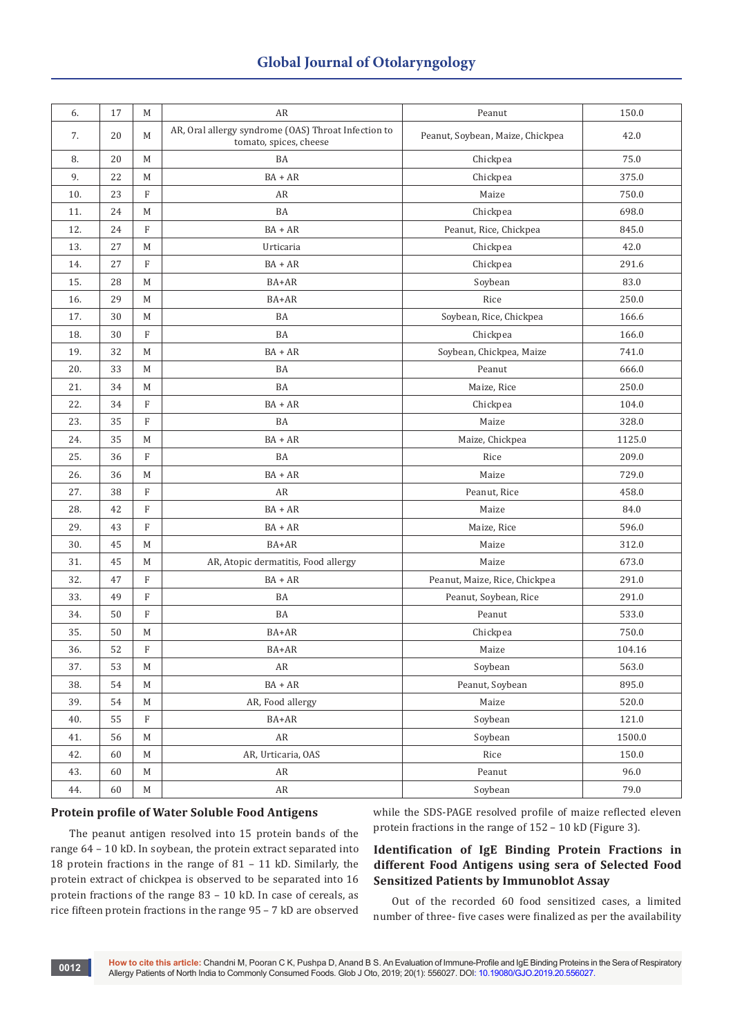| 6. | 17 | M | AR | Peanut | 150.0 |
|---|---|---|---|---|---|
| 7. | 20 | M | AR, Oral allergy syndrome (OAS) Throat Infection to tomato, spices, cheese | Peanut, Soybean, Maize, Chickpea | 42.0 |
| 8. | 20 | M | BA | Chickpea | 75.0 |
| 9. | 22 | M | BA + AR | Chickpea | 375.0 |
| 10. | 23 | F | AR | Maize | 750.0 |
| 11. | 24 | M | BA | Chickpea | 698.0 |
| 12. | 24 | F | BA + AR | Peanut, Rice, Chickpea | 845.0 |
| 13. | 27 | M | Urticaria | Chickpea | 42.0 |
| 14. | 27 | F | BA + AR | Chickpea | 291.6 |
| 15. | 28 | M | BA+AR | Soybean | 83.0 |
| 16. | 29 | M | BA+AR | Rice | 250.0 |
| 17. | 30 | M | BA | Soybean, Rice, Chickpea | 166.6 |
| 18. | 30 | F | BA | Chickpea | 166.0 |
| 19. | 32 | M | BA + AR | Soybean, Chickpea, Maize | 741.0 |
| 20. | 33 | M | BA | Peanut | 666.0 |
| 21. | 34 | M | BA | Maize, Rice | 250.0 |
| 22. | 34 | F | BA + AR | Chickpea | 104.0 |
| 23. | 35 | F | BA | Maize | 328.0 |
| 24. | 35 | M | BA + AR | Maize, Chickpea | 1125.0 |
| 25. | 36 | F | BA | Rice | 209.0 |
| 26. | 36 | M | BA + AR | Maize | 729.0 |
| 27. | 38 | F | AR | Peanut, Rice | 458.0 |
| 28. | 42 | F | BA + AR | Maize | 84.0 |
| 29. | 43 | F | BA + AR | Maize, Rice | 596.0 |
| 30. | 45 | M | BA+AR | Maize | 312.0 |
| 31. | 45 | M | AR, Atopic dermatitis, Food allergy | Maize | 673.0 |
| 32. | 47 | F | BA + AR | Peanut, Maize, Rice, Chickpea | 291.0 |
| 33. | 49 | F | BA | Peanut, Soybean, Rice | 291.0 |
| 34. | 50 | F | BA | Peanut | 533.0 |
| 35. | 50 | M | BA+AR | Chickpea | 750.0 |
| 36. | 52 | F | BA+AR | Maize | 104.16 |
| 37. | 53 | M | AR | Soybean | 563.0 |
| 38. | 54 | M | BA + AR | Peanut, Soybean | 895.0 |
| 39. | 54 | M | AR, Food allergy | Maize | 520.0 |
| 40. | 55 | F | BA+AR | Soybean | 121.0 |
| 41. | 56 | M | AR | Soybean | 1500.0 |
| 42. | 60 | M | AR, Urticaria, OAS | Rice | 150.0 |
| 43. | 60 | M | AR | Peanut | 96.0 |
| 44. | 60 | M | AR | Soybean | 79.0 |

### Protein profile of Water Soluble Food Antigens

The peanut antigen resolved into 15 protein bands of the range 64 – 10 kD. In soybean, the protein extract separated into 18 protein fractions in the range of 81 – 11 kD. Similarly, the protein extract of chickpea is observed to be separated into 16 protein fractions of the range 83 – 10 kD. In case of cereals, as rice fifteen protein fractions in the range 95 – 7 kD are observed while the SDS-PAGE resolved profile of maize reflected eleven protein fractions in the range of 152 – 10 kD (Figure 3).

### Identification of IgE Binding Protein Fractions in different Food Antigens using sera of Selected Food Sensitized Patients by Immunoblot Assay

Out of the recorded 60 food sensitized cases, a limited number of three- five cases were finalized as per the availability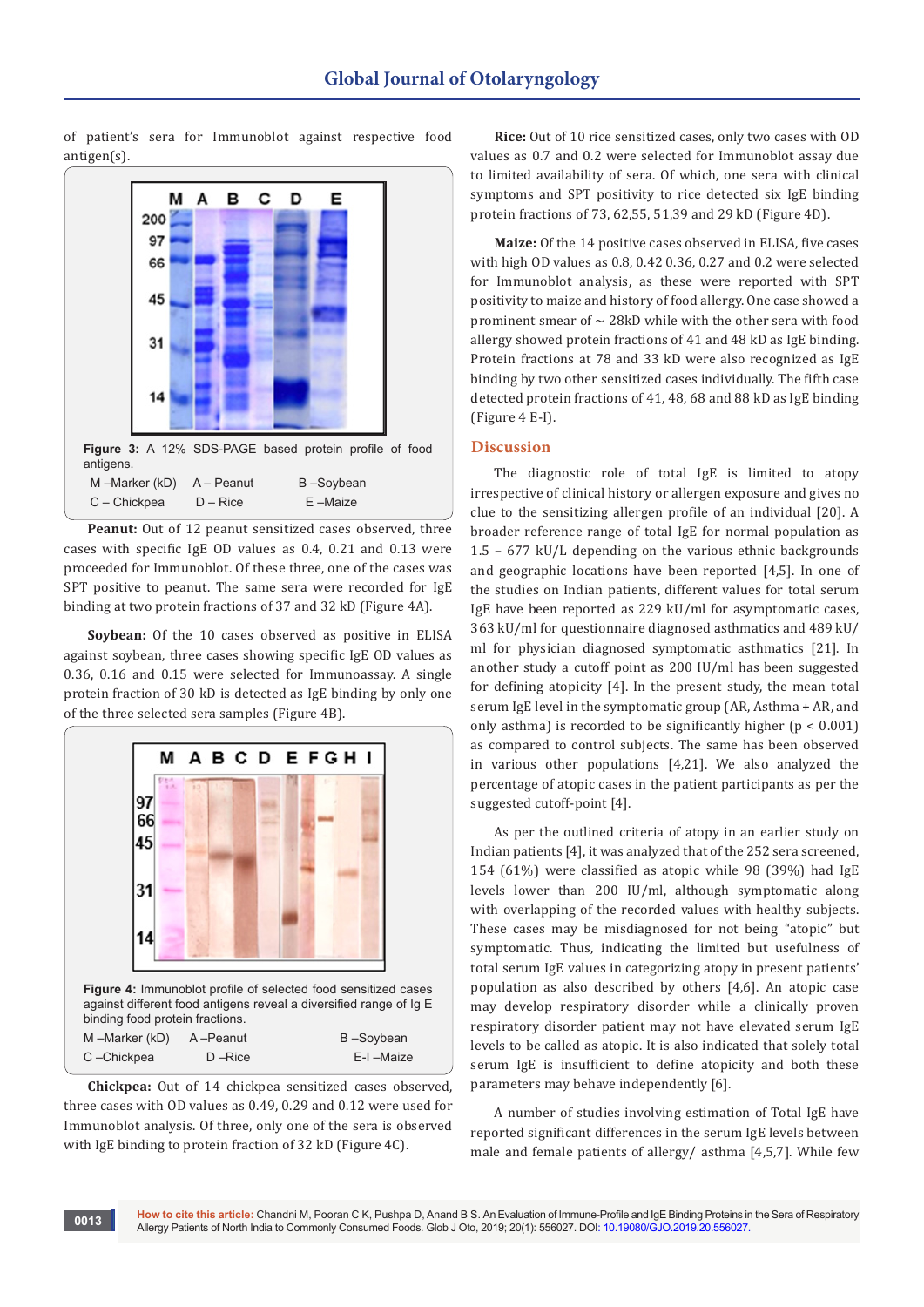of patient's sera for Immunoblot against respective food antigen(s).

**Figure 3:** A 12% SDS-PAGE based protein profile of food antigens.

M –Marker (kD) A – Peanut B –Soybean

C – Chickpea D – Rice E –Maize

**Peanut:** Out of 12 peanut sensitized cases observed, three cases with specific IgE OD values as 0.4, 0.21 and 0.13 were proceeded for Immunoblot. Of these three, one of the cases was SPT positive to peanut. The same sera were recorded for IgE binding at two protein fractions of 37 and 32 kD (Figure 4A).

**Soybean:** Of the 10 cases observed as positive in ELISA against soybean, three cases showing specific IgE OD values as 0.36, 0.16 and 0.15 were selected for Immunoassay. A single protein fraction of 30 kD is detected as IgE binding by only one of the three selected sera samples (Figure 4B).

**Figure 4:** Immunoblot profile of selected food sensitized cases against different food antigens reveal a diversified range of Ig E binding food protein fractions.

M –Marker (kD) A –Peanut B –Soybean

C –Chickpea D –Rice E-I –Maize

**Chickpea:** Out of 14 chickpea sensitized cases observed, three cases with OD values as 0.49, 0.29 and 0.12 were used for Immunoblot analysis. Of three, only one of the sera is observed with IgE binding to protein fraction of 32 kD (Figure 4C).

**Rice:** Out of 10 rice sensitized cases, only two cases with OD values as 0.7 and 0.2 were selected for Immunoblot assay due to limited availability of sera. Of which, one sera with clinical symptoms and SPT positivity to rice detected six IgE binding protein fractions of 73, 62,55, 51,39 and 29 kD (Figure 4D).

**Maize:** Of the 14 positive cases observed in ELISA, five cases with high OD values as 0.8, 0.42 0.36, 0.27 and 0.2 were selected for Immunoblot analysis, as these were reported with SPT positivity to maize and history of food allergy. One case showed a prominent smear of ~ 28kD while with the other sera with food allergy showed protein fractions of 41 and 48 kD as IgE binding. Protein fractions at 78 and 33 kD were also recognized as IgE binding by two other sensitized cases individually. The fifth case detected protein fractions of 41, 48, 68 and 88 kD as IgE binding (Figure 4 E-I).

## Discussion

The diagnostic role of total IgE is limited to atopy irrespective of clinical history or allergen exposure and gives no clue to the sensitizing allergen profile of an individual [20]. A broader reference range of total IgE for normal population as 1.5 – 677 kU/L depending on the various ethnic backgrounds and geographic locations have been reported [4,5]. In one of the studies on Indian patients, different values for total serum IgE have been reported as 229 kU/ml for asymptomatic cases, 363 kU/ml for questionnaire diagnosed asthmatics and 489 kU/ml for physician diagnosed symptomatic asthmatics [21]. In another study a cutoff point as 200 IU/ml has been suggested for defining atopicity [4]. In the present study, the mean total serum IgE level in the symptomatic group (AR, Asthma + AR, and only asthma) is recorded to be significantly higher ($p < 0.001$) as compared to control subjects. The same has been observed in various other populations [4,21]. We also analyzed the percentage of atopic cases in the patient participants as per the suggested cutoff-point [4].

As per the outlined criteria of atopy in an earlier study on Indian patients [4], it was analyzed that of the 252 sera screened, 154 (61%) were classified as atopic while 98 (39%) had IgE levels lower than 200 IU/ml, although symptomatic along with overlapping of the recorded values with healthy subjects. These cases may be misdiagnosed for not being "atopic" but symptomatic. Thus, indicating the limited but usefulness of total serum IgE values in categorizing atopy in present patients' population as also described by others [4,6]. An atopic case may develop respiratory disorder while a clinically proven respiratory disorder patient may not have elevated serum IgE levels to be called as atopic. It is also indicated that solely total serum IgE is insufficient to define atopicity and both these parameters may behave independently [6].

A number of studies involving estimation of Total IgE have reported significant differences in the serum IgE levels between male and female patients of allergy/ asthma [4,5,7]. While few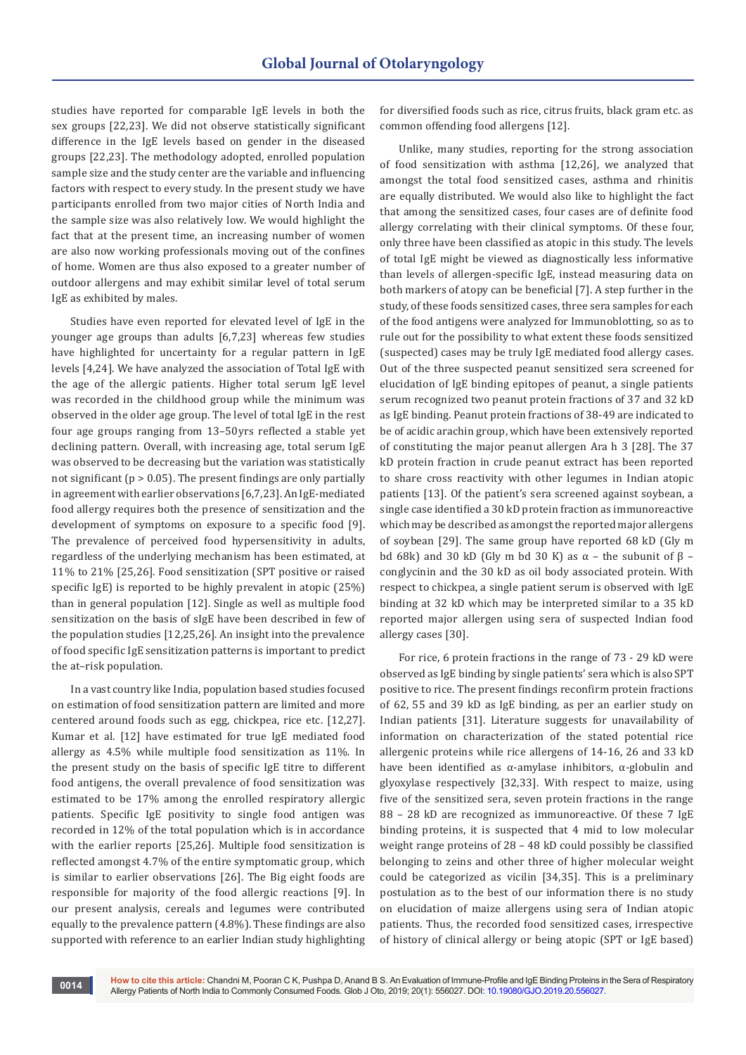studies have reported for comparable IgE levels in both the sex groups [22,23]. We did not observe statistically significant difference in the IgE levels based on gender in the diseased groups [22,23]. The methodology adopted, enrolled population sample size and the study center are the variable and influencing factors with respect to every study. In the present study we have participants enrolled from two major cities of North India and the sample size was also relatively low. We would highlight the fact that at the present time, an increasing number of women are also now working professionals moving out of the confines of home. Women are thus also exposed to a greater number of outdoor allergens and may exhibit similar level of total serum IgE as exhibited by males.

Studies have even reported for elevated level of IgE in the younger age groups than adults [6,7,23] whereas few studies have highlighted for uncertainty for a regular pattern in IgE levels [4,24]. We have analyzed the association of Total IgE with the age of the allergic patients. Higher total serum IgE level was recorded in the childhood group while the minimum was observed in the older age group. The level of total IgE in the rest four age groups ranging from 13–50yrs reflected a stable yet declining pattern. Overall, with increasing age, total serum IgE was observed to be decreasing but the variation was statistically not significant ($p > 0.05$). The present findings are only partially in agreement with earlier observations [6,7,23]. An IgE-mediated food allergy requires both the presence of sensitization and the development of symptoms on exposure to a specific food [9]. The prevalence of perceived food hypersensitivity in adults, regardless of the underlying mechanism has been estimated, at 11% to 21% [25,26]. Food sensitization (SPT positive or raised specific IgE) is reported to be highly prevalent in atopic (25%) than in general population [12]. Single as well as multiple food sensitization on the basis of sIgE have been described in few of the population studies [12,25,26]. An insight into the prevalence of food specific IgE sensitization patterns is important to predict the at–risk population.

In a vast country like India, population based studies focused on estimation of food sensitization pattern are limited and more centered around foods such as egg, chickpea, rice etc. [12,27]. Kumar et al. [12] have estimated for true IgE mediated food allergy as 4.5% while multiple food sensitization as 11%. In the present study on the basis of specific IgE titre to different food antigens, the overall prevalence of food sensitization was estimated to be 17% among the enrolled respiratory allergic patients. Specific IgE positivity to single food antigen was recorded in 12% of the total population which is in accordance with the earlier reports [25,26]. Multiple food sensitization is reflected amongst 4.7% of the entire symptomatic group, which is similar to earlier observations [26]. The Big eight foods are responsible for majority of the food allergic reactions [9]. In our present analysis, cereals and legumes were contributed equally to the prevalence pattern (4.8%). These findings are also supported with reference to an earlier Indian study highlighting for diversified foods such as rice, citrus fruits, black gram etc. as common offending food allergens [12].

Unlike, many studies, reporting for the strong association of food sensitization with asthma [12,26], we analyzed that amongst the total food sensitized cases, asthma and rhinitis are equally distributed. We would also like to highlight the fact that among the sensitized cases, four cases are of definite food allergy correlating with their clinical symptoms. Of these four, only three have been classified as atopic in this study. The levels of total IgE might be viewed as diagnostically less informative than levels of allergen-specific IgE, instead measuring data on both markers of atopy can be beneficial [7]. A step further in the study, of these foods sensitized cases, three sera samples for each of the food antigens were analyzed for Immunoblotting, so as to rule out for the possibility to what extent these foods sensitized (suspected) cases may be truly IgE mediated food allergy cases. Out of the three suspected peanut sensitized sera screened for elucidation of IgE binding epitopes of peanut, a single patients serum recognized two peanut protein fractions of 37 and 32 kD as IgE binding. Peanut protein fractions of 38-49 are indicated to be of acidic arachin group, which have been extensively reported of constituting the major peanut allergen Ara h 3 [28]. The 37 kD protein fraction in crude peanut extract has been reported to share cross reactivity with other legumes in Indian atopic patients [13]. Of the patient's sera screened against soybean, a single case identified a 30 kD protein fraction as immunoreactive which may be described as amongst the reported major allergens of soybean [29]. The same group have reported 68 kD (Gly m bd 68k) and 30 kD (Gly m bd 30 K) as α – the subunit of β – conglycinin and the 30 kD as oil body associated protein. With respect to chickpea, a single patient serum is observed with IgE binding at 32 kD which may be interpreted similar to a 35 kD reported major allergen using sera of suspected Indian food allergy cases [30].

For rice, 6 protein fractions in the range of 73 - 29 kD were observed as IgE binding by single patients' sera which is also SPT positive to rice. The present findings reconfirm protein fractions of 62, 55 and 39 kD as IgE binding, as per an earlier study on Indian patients [31]. Literature suggests for unavailability of information on characterization of the stated potential rice allergenic proteins while rice allergens of 14-16, 26 and 33 kD have been identified as α-amylase inhibitors, α-globulin and glyoxylase respectively [32,33]. With respect to maize, using five of the sensitized sera, seven protein fractions in the range 88 – 28 kD are recognized as immunoreactive. Of these 7 IgE binding proteins, it is suspected that 4 mid to low molecular weight range proteins of 28 – 48 kD could possibly be classified belonging to zeins and other three of higher molecular weight could be categorized as vicilin [34,35]. This is a preliminary postulation as to the best of our information there is no study on elucidation of maize allergens using sera of Indian atopic patients. Thus, the recorded food sensitized cases, irrespective of history of clinical allergy or being atopic (SPT or IgE based)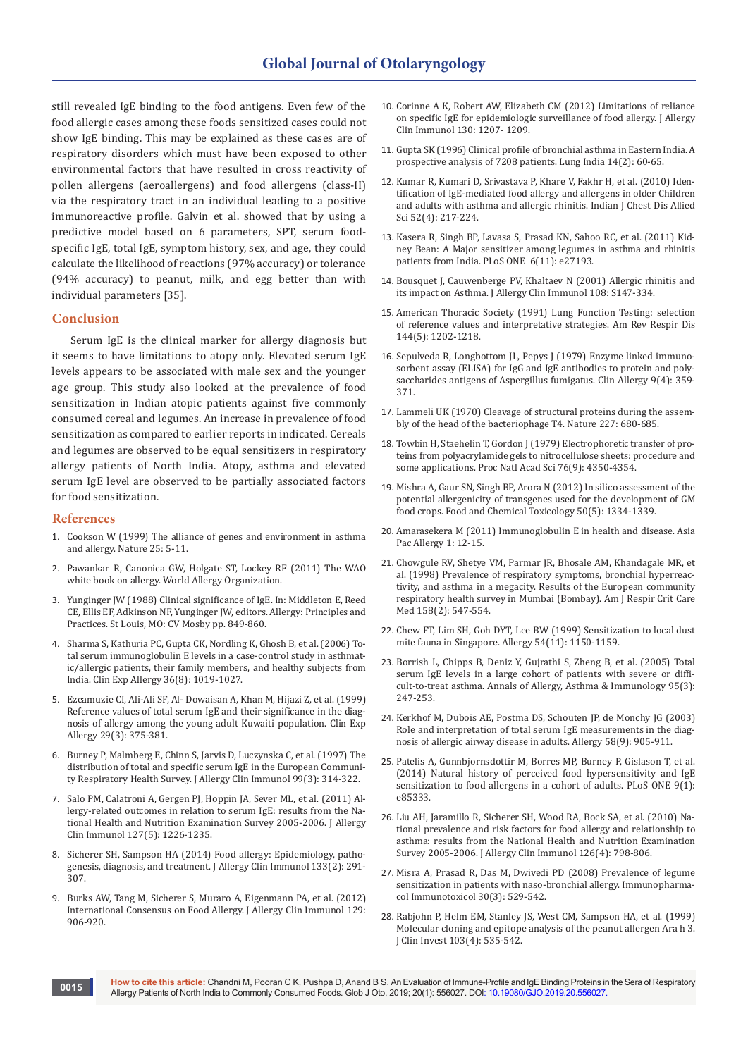still revealed IgE binding to the food antigens. Even few of the food allergic cases among these foods sensitized cases could not show IgE binding. This may be explained as these cases are of respiratory disorders which must have been exposed to other environmental factors that have resulted in cross reactivity of pollen allergens (aeroallergens) and food allergens (class-II) via the respiratory tract in an individual leading to a positive immunoreactive profile. Galvin et al. showed that by using a predictive model based on 6 parameters, SPT, serum food-specific IgE, total IgE, symptom history, sex, and age, they could calculate the likelihood of reactions (97% accuracy) or tolerance (94% accuracy) to peanut, milk, and egg better than with individual parameters [35].

## Conclusion

Serum IgE is the clinical marker for allergy diagnosis but it seems to have limitations to atopy only. Elevated serum IgE levels appears to be associated with male sex and the younger age group. This study also looked at the prevalence of food sensitization in Indian atopic patients against five commonly consumed cereal and legumes. An increase in prevalence of food sensitization as compared to earlier reports in indicated. Cereals and legumes are observed to be equal sensitizers in respiratory allergy patients of North India. Atopy, asthma and elevated serum IgE level are observed to be partially associated factors for food sensitization.

## References

1. Cookson W (1999) The alliance of genes and environment in asthma and allergy. Nature 25: 5-11.
2. Pawankar R, Canonica GW, Holgate ST, Lockey RF (2011) The WAO white book on allergy. World Allergy Organization.
3. Yunginger JW (1988) Clinical significance of IgE. In: Middleton E, Reed CE, Ellis EF, Adkinson NF, Yunginger JW, editors. Allergy: Principles and Practices. St Louis, MO: CV Mosby pp. 849-860.
4. Sharma S, Kathuria PC, Gupta CK, Nordling K, Ghosh B, et al. (2006) Total serum immunoglobulin E levels in a case-control study in asthmatic/allergic patients, their family members, and healthy subjects from India. Clin Exp Allergy 36(8): 1019-1027.
5. Ezeamuzie CI, Ali-Ali SF, Al- Dowaisan A, Khan M, Hijazi Z, et al. (1999) Reference values of total serum IgE and their significance in the diagnosis of allergy among the young adult Kuwaiti population. Clin Exp Allergy 29(3): 375-381.
6. Burney P, Malmberg E, Chinn S, Jarvis D, Luczynska C, et al. (1997) The distribution of total and specific serum IgE in the European Community Respiratory Health Survey. J Allergy Clin Immunol 99(3): 314-322.
7. Salo PM, Calatroni A, Gergen PJ, Hoppin JA, Sever ML, et al. (2011) Allergy-related outcomes in relation to serum IgE: results from the National Health and Nutrition Examination Survey 2005-2006. J Allergy Clin Immunol 127(5): 1226-1235.
8. Sicherer SH, Sampson HA (2014) Food allergy: Epidemiology, pathogenesis, diagnosis, and treatment. J Allergy Clin Immunol 133(2): 291-307.
9. Burks AW, Tang M, Sicherer S, Muraro A, Eigenmann PA, et al. (2012) International Consensus on Food Allergy. J Allergy Clin Immunol 129: 906-920.
10. Corinne A K, Robert AW, Elizabeth CM (2012) Limitations of reliance on specific IgE for epidemiologic surveillance of food allergy. J Allergy Clin Immunol 130: 1207- 1209.
11. Gupta SK (1996) Clinical profile of bronchial asthma in Eastern India. A prospective analysis of 7208 patients. Lung India 14(2): 60-65.
12. Kumar R, Kumari D, Srivastava P, Khare V, Fakhr H, et al. (2010) Identification of IgE-mediated food allergy and allergens in older Children and adults with asthma and allergic rhinitis. Indian J Chest Dis Allied Sci 52(4): 217-224.
13. Kasera R, Singh BP, Lavasa S, Prasad KN, Sahoo RC, et al. (2011) Kidney Bean: A Major sensitizer among legumes in asthma and rhinitis patients from India. PLoS ONE 6(11): e27193.
14. Bousquet J, Cauwenberge PV, Khaltaev N (2001) Allergic rhinitis and its impact on Asthma. J Allergy Clin Immunol 108: S147-334.
15. American Thoracic Society (1991) Lung Function Testing: selection of reference values and interpretative strategies. Am Rev Respir Dis 144(5): 1202-1218.
16. Sepulveda R, Longbottom JL, Pepys J (1979) Enzyme linked immunosorbent assay (ELISA) for IgG and IgE antibodies to protein and polysaccharides antigens of Aspergillus fumigatus. Clin Allergy 9(4): 359-371.
17. Lammeli UK (1970) Cleavage of structural proteins during the assembly of the head of the bacteriophage T4. Nature 227: 680-685.
18. Towbin H, Staehelin T, Gordon J (1979) Electrophoretic transfer of proteins from polyacrylamide gels to nitrocellulose sheets: procedure and some applications. Proc Natl Acad Sci 76(9): 4350-4354.
19. Mishra A, Gaur SN, Singh BP, Arora N (2012) In silico assessment of the potential allergenicity of transgenes used for the development of GM food crops. Food and Chemical Toxicology 50(5): 1334-1339.
20. Amarasekera M (2011) Immunoglobulin E in health and disease. Asia Pac Allergy 1: 12-15.
21. Chowgule RV, Shetye VM, Parmar JR, Bhosale AM, Khandagale MR, et al. (1998) Prevalence of respiratory symptoms, bronchial hyperreactivity, and asthma in a megacity. Results of the European community respiratory health survey in Mumbai (Bombay). Am J Respir Crit Care Med 158(2): 547-554.
22. Chew FT, Lim SH, Goh DYT, Lee BW (1999) Sensitization to local dust mite fauna in Singapore. Allergy 54(11): 1150-1159.
23. Borrish L, Chipps B, Deniz Y, Gujrathi S, Zheng B, et al. (2005) Total serum IgE levels in a large cohort of patients with severe or difficult-to-treat asthma. Annals of Allergy, Asthma & Immunology 95(3): 247-253.
24. Kerkhof M, Dubois AE, Postma DS, Schouten JP, de Monchy JG (2003) Role and interpretation of total serum IgE measurements in the diagnosis of allergic airway disease in adults. Allergy 58(9): 905-911.
25. Patelis A, Gunnbjornsdottir M, Borres MP, Burney P, Gislason T, et al. (2014) Natural history of perceived food hypersensitivity and IgE sensitization to food allergens in a cohort of adults. PLoS ONE 9(1): e85333.
26. Liu AH, Jaramillo R, Sicherer SH, Wood RA, Bock SA, et al. (2010) National prevalence and risk factors for food allergy and relationship to asthma: results from the National Health and Nutrition Examination Survey 2005-2006. J Allergy Clin Immunol 126(4): 798-806.
27. Misra A, Prasad R, Das M, Dwivedi PD (2008) Prevalence of legume sensitization in patients with naso-bronchial allergy. Immunopharmacol Immunotoxicol 30(3): 529-542.
28. Rabjohn P, Helm EM, Stanley JS, West CM, Sampson HA, et al. (1999) Molecular cloning and epitope analysis of the peanut allergen Ara h 3. J Clin Invest 103(4): 535-542.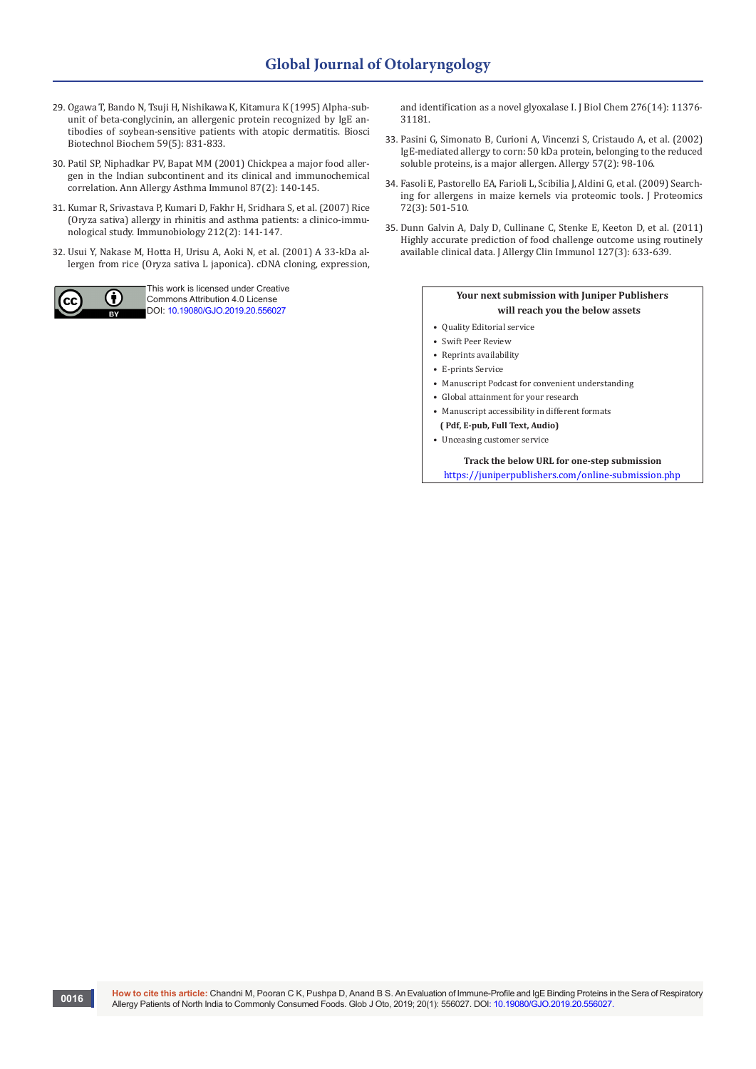29. Ogawa T, Bando N, Tsuji H, Nishikawa K, Kitamura K (1995) Alpha-subunit of beta-conglycinin, an allergenic protein recognized by IgE antibodies of soybean-sensitive patients with atopic dermatitis. Biosci Biotechnol Biochem 59(5): 831-833.

30. Patil SP, Niphadkar PV, Bapat MM (2001) Chickpea a major food allergen in the Indian subcontinent and its clinical and immunochemical correlation. Ann Allergy Asthma Immunol 87(2): 140-145.

31. Kumar R, Srivastava P, Kumari D, Fakhr H, Sridhara S, et al. (2007) Rice (Oryza sativa) allergy in rhinitis and asthma patients: a clinico-immunological study. Immunobiology 212(2): 141-147.

32. Usui Y, Nakase M, Hotta H, Urisu A, Aoki N, et al. (2001) A 33-kDa allergen from rice (Oryza sativa L japonica). cDNA cloning, expression, and identification as a novel glyoxalase I. J Biol Chem 276(14): 11376-31181.

33. Pasini G, Simonato B, Curioni A, Vincenzi S, Cristaudo A, et al. (2002) IgE-mediated allergy to corn: 50 kDa protein, belonging to the reduced soluble proteins, is a major allergen. Allergy 57(2): 98-106.

34. Fasoli E, Pastorello EA, Farioli L, Scibilia J, Aldini G, et al. (2009) Searching for allergens in maize kernels via proteomic tools. J Proteomics 72(3): 501-510.

35. Dunn Galvin A, Daly D, Cullinane C, Stenke E, Keeton D, et al. (2011) Highly accurate prediction of food challenge outcome using routinely available clinical data. J Allergy Clin Immunol 127(3): 633-639.

This work is licensed under Creative Commons Attribution 4.0 License
DOI: 10.19080/GJO.2019.20.556027

**Your next submission with Juniper Publishers will reach you the below assets**

- Quality Editorial service
- Swift Peer Review
- Reprints availability
- E-prints Service
- Manuscript Podcast for convenient understanding
- Global attainment for your research
- Manuscript accessibility in different formats
  **( Pdf, E-pub, Full Text, Audio)**
- Unceasing customer service

**Track the below URL for one-step submission**
https://juniperpublishers.com/online-submission.php